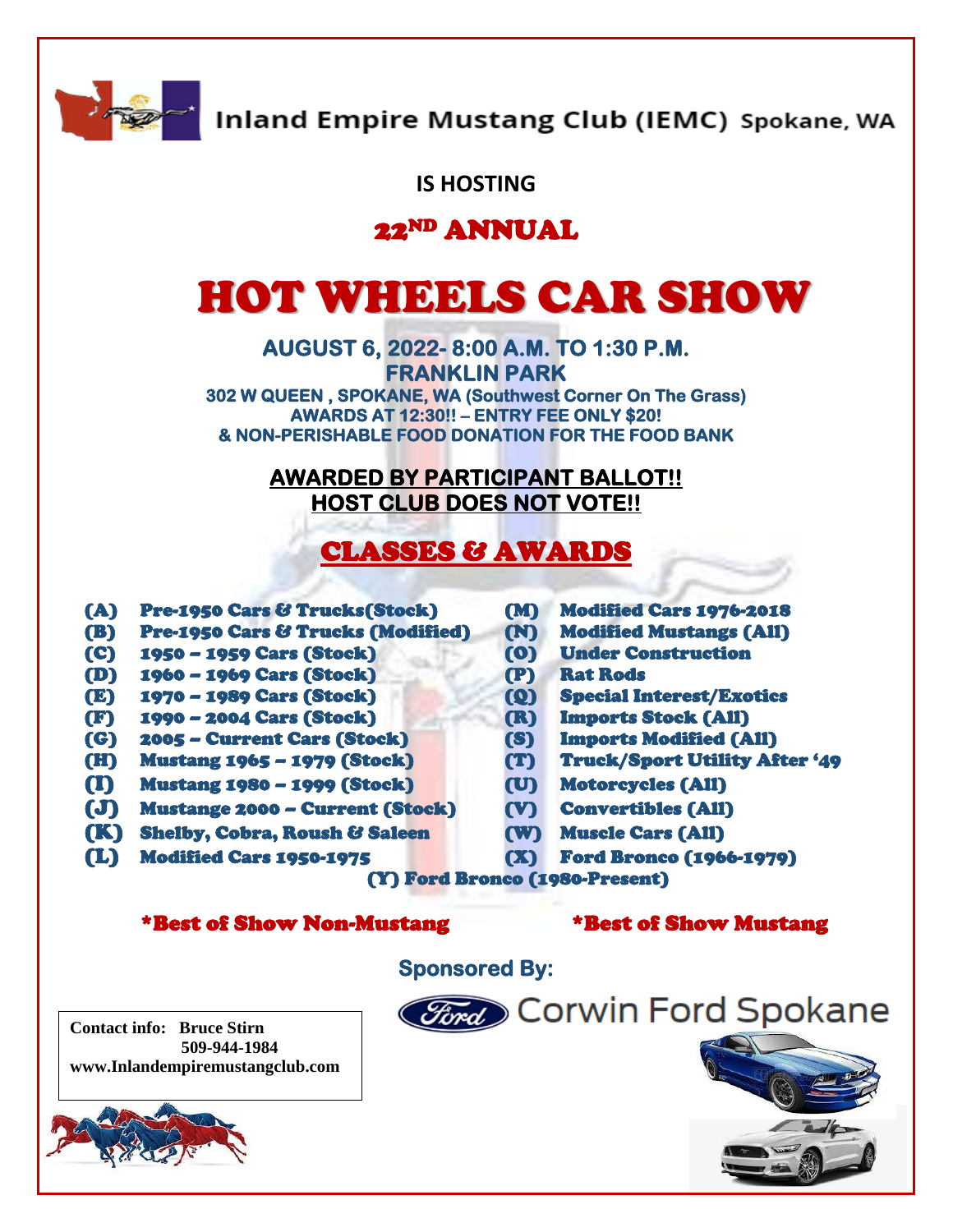# Inland Empire Mustang Club (IEMC) Spokane, WA

**IS HOSTING**

## 22ND ANNUAL

# HOT WHEELS CAR SHOW

**AUGUST 6, 2022- 8:00 A.M. TO 1:30 P.M.**
**FRANKLIN PARK**
**302 W QUEEN , SPOKANE, WA (Southwest Corner On The Grass)**
**AWARDS AT 12:30!! – ENTRY FEE ONLY $20!**
**& NON-PERISHABLE FOOD DONATION FOR THE FOOD BANK**

**AWARDED BY PARTICIPANT BALLOT!!**
**HOST CLUB DOES NOT VOTE!!**

## CLASSES & AWARDS

- (A) Pre-1950 Cars & Trucks(Stock)
- (B) Pre-1950 Cars & Trucks (Modified)
- (C) 1950 – 1959 Cars (Stock)
- (D) 1960 – 1969 Cars (Stock)
- (E) 1970 – 1989 Cars (Stock)
- (F) 1990 – 2004 Cars (Stock)
- (G) 2005 – Current Cars (Stock)
- (H) Mustang 1965 – 1979 (Stock)
- (I) Mustang 1980 – 1999 (Stock)
- (J) Mustange 2000 – Current (Stock)
- (K) Shelby, Cobra, Roush & Saleen
- (L) Modified Cars 1950-1975
- (M) Modified Cars 1976-2018
- (N) Modified Mustangs (All)
- (O) Under Construction
- (P) Rat Rods
- (Q) Special Interest/Exotics
- (R) Imports Stock (All)
- (S) Imports Modified (All)
- (T) Truck/Sport Utility After '49
- (U) Motorcycles (All)
- (V) Convertibles (All)
- (W) Muscle Cars (All)
- (X) Ford Bronco (1966-1979)
- (Y) Ford Bronco (1980-Present)

**\*Best of Show Non-Mustang** **\*Best of Show Mustang**

**Sponsored By:**

Ford Corwin Ford Spokane

Contact info: Bruce Stirn
509-944-1984
www.Inlandempiremustangclub.com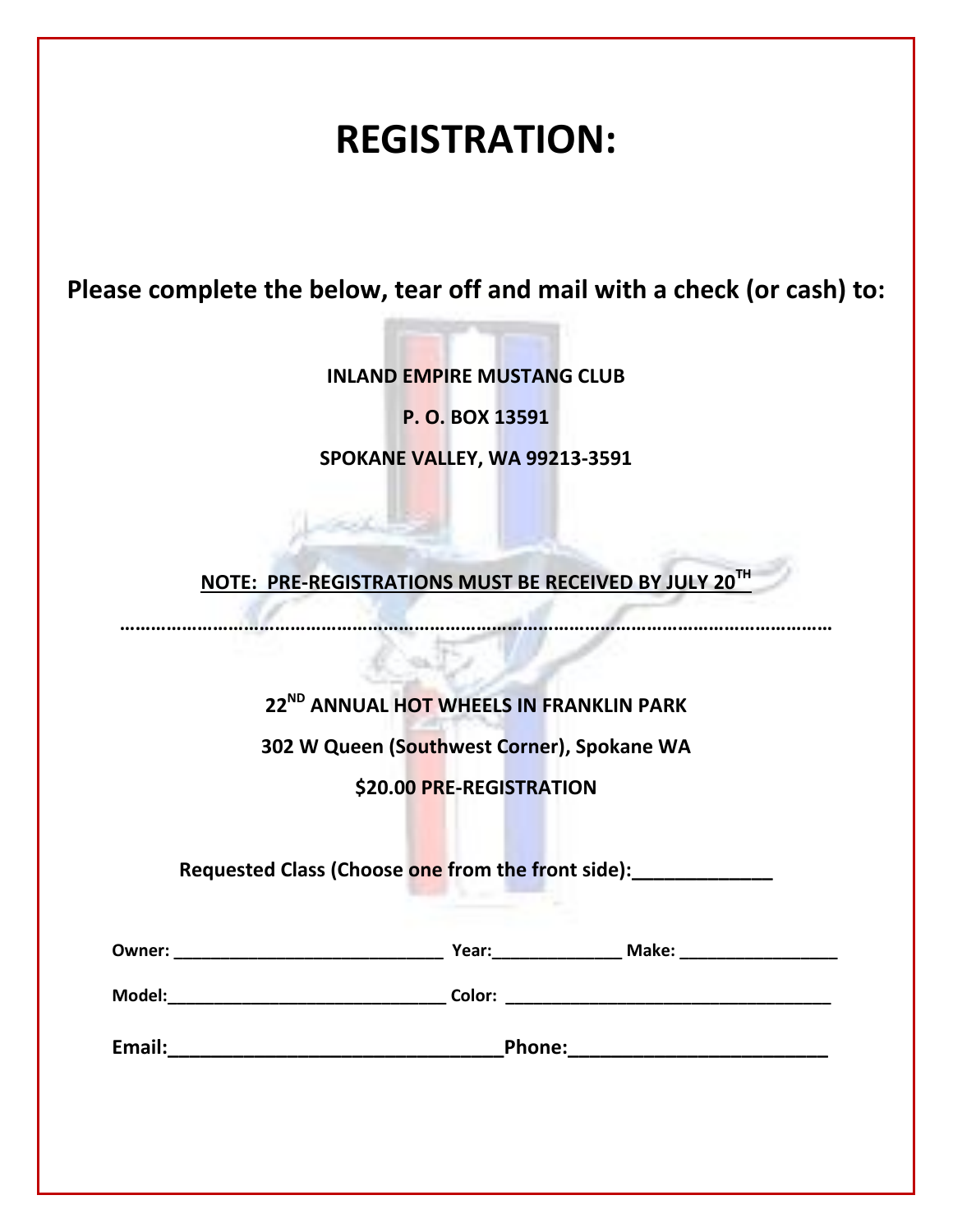# REGISTRATION:

**Please complete the below, tear off and mail with a check (or cash) to:**

**INLAND EMPIRE MUSTANG CLUB**

**P. O. BOX 13591**

**SPOKANE VALLEY, WA 99213-3591**

**NOTE: PRE-REGISTRATIONS MUST BE RECEIVED BY JULY 20TH**

……………………………………………………………………………………………………………………

**22ND ANNUAL HOT WHEELS IN FRANKLIN PARK**

**302 W Queen (Southwest Corner), Spokane WA**

**$20.00 PRE-REGISTRATION**

**Requested Class (Choose one from the front side):_____________**

**Owner:** _____________________________ **Year:**______________ **Make:** _________________

**Model:**______________________________ **Color:** ___________________________________

**Email:**_________________________________**Phone:**_________________________